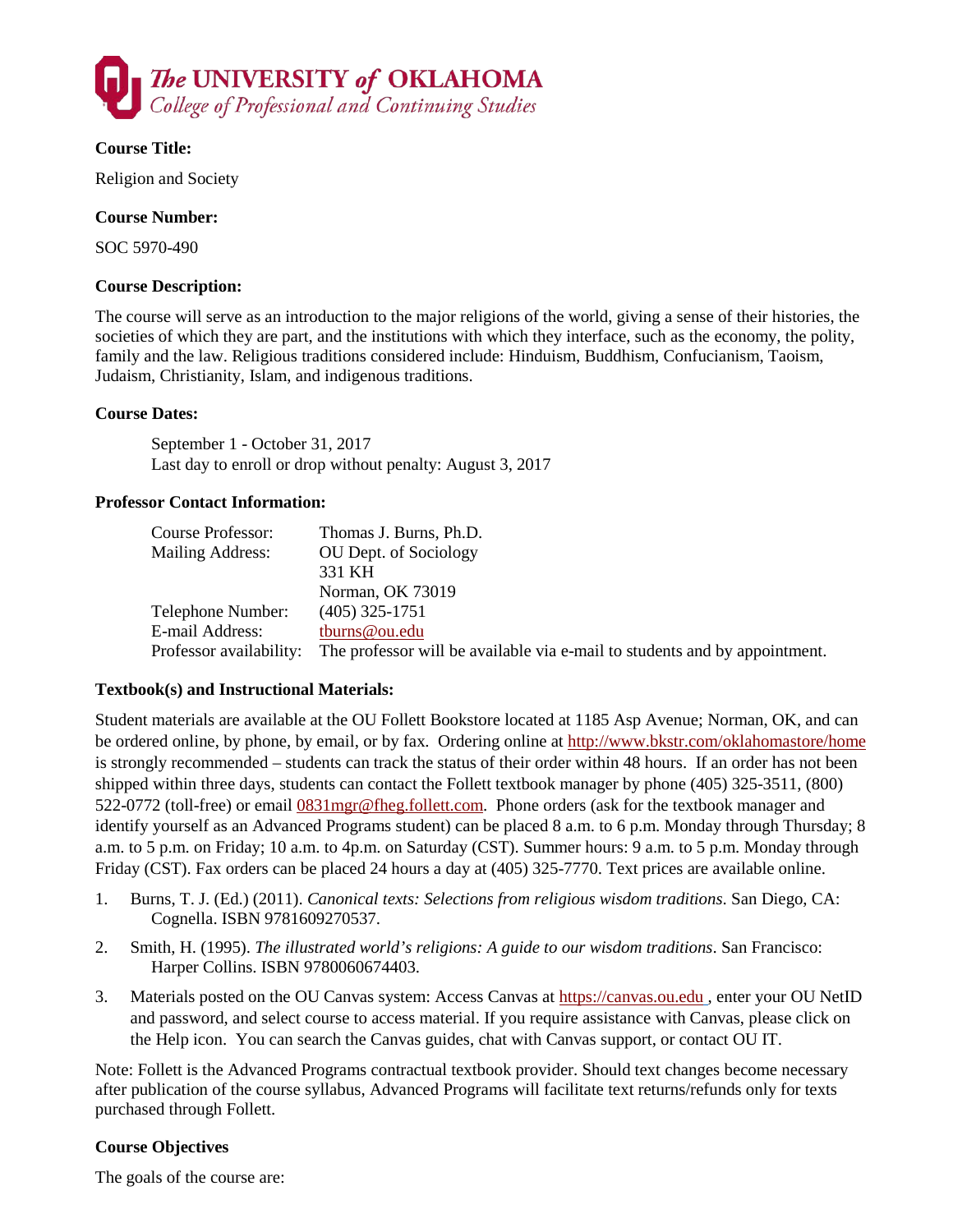**The UNIVERSITY of OKLAHOMA**
*College of Professional and Continuing Studies*

### Course Title:

Religion and Society

### Course Number:

SOC 5970-490

### Course Description:

The course will serve as an introduction to the major religions of the world, giving a sense of their histories, the societies of which they are part, and the institutions with which they interface, such as the economy, the polity, family and the law. Religious traditions considered include: Hinduism, Buddhism, Confucianism, Taoism, Judaism, Christianity, Islam, and indigenous traditions.

### Course Dates:

September 1 - October 31, 2017
Last day to enroll or drop without penalty: August 3, 2017

### Professor Contact Information:

| | |
|---|---|
| Course Professor: | Thomas J. Burns, Ph.D. |
| Mailing Address: | OU Dept. of Sociology<br>331 KH<br>Norman, OK 73019 |
| Telephone Number: | (405) 325-1751 |
| E-mail Address: | tburns@ou.edu |
| Professor availability: | The professor will be available via e-mail to students and by appointment. |

### Textbook(s) and Instructional Materials:

Student materials are available at the OU Follett Bookstore located at 1185 Asp Avenue; Norman, OK, and can be ordered online, by phone, by email, or by fax. Ordering online at http://www.bkstr.com/oklahomastore/home is strongly recommended – students can track the status of their order within 48 hours. If an order has not been shipped within three days, students can contact the Follett textbook manager by phone (405) 325-3511, (800) 522-0772 (toll-free) or email 0831mgr@fheg.follett.com. Phone orders (ask for the textbook manager and identify yourself as an Advanced Programs student) can be placed 8 a.m. to 6 p.m. Monday through Thursday; 8 a.m. to 5 p.m. on Friday; 10 a.m. to 4p.m. on Saturday (CST). Summer hours: 9 a.m. to 5 p.m. Monday through Friday (CST). Fax orders can be placed 24 hours a day at (405) 325-7770. Text prices are available online.

1. Burns, T. J. (Ed.) (2011). *Canonical texts: Selections from religious wisdom traditions*. San Diego, CA: Cognella. ISBN 9781609270537.
2. Smith, H. (1995). *The illustrated world's religions: A guide to our wisdom traditions*. San Francisco: Harper Collins. ISBN 9780060674403.
3. Materials posted on the OU Canvas system: Access Canvas at https://canvas.ou.edu , enter your OU NetID and password, and select course to access material. If you require assistance with Canvas, please click on the Help icon. You can search the Canvas guides, chat with Canvas support, or contact OU IT.

Note: Follett is the Advanced Programs contractual textbook provider. Should text changes become necessary after publication of the course syllabus, Advanced Programs will facilitate text returns/refunds only for texts purchased through Follett.

### Course Objectives

The goals of the course are: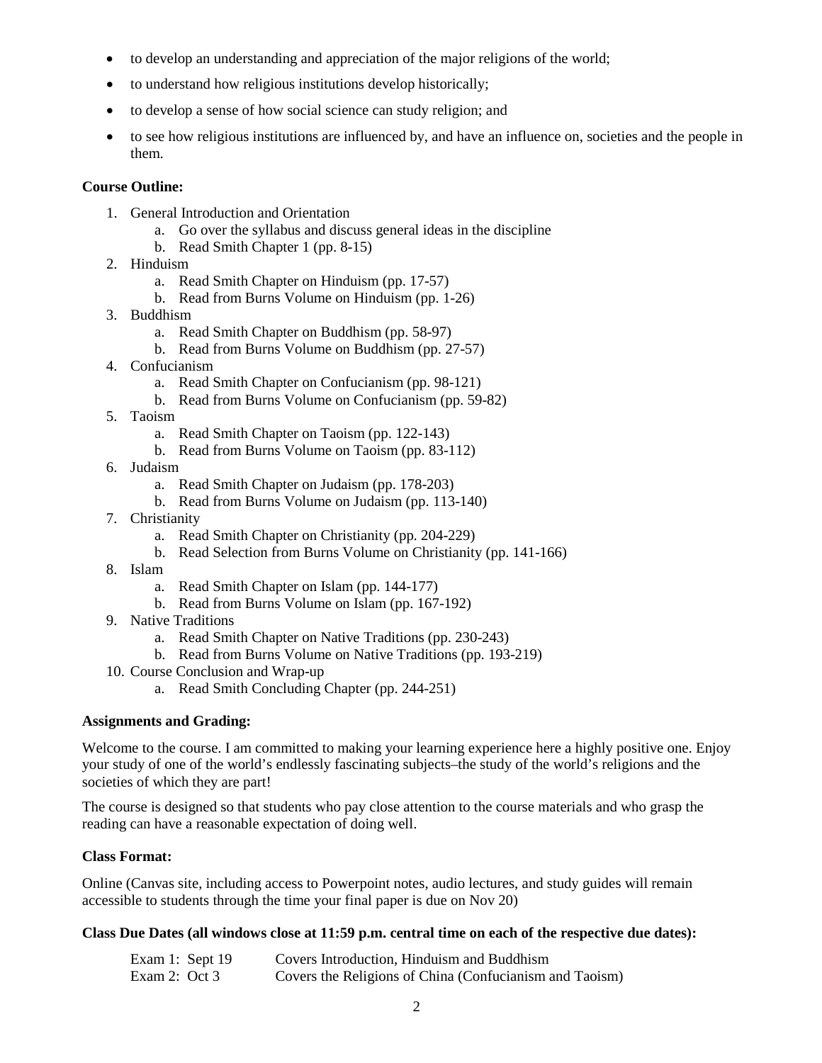- to develop an understanding and appreciation of the major religions of the world;
- to understand how religious institutions develop historically;
- to develop a sense of how social science can study religion; and
- to see how religious institutions are influenced by, and have an influence on, societies and the people in them.

**Course Outline:**

1. General Introduction and Orientation
   a. Go over the syllabus and discuss general ideas in the discipline
   b. Read Smith Chapter 1 (pp. 8-15)
2. Hinduism
   a. Read Smith Chapter on Hinduism (pp. 17-57)
   b. Read from Burns Volume on Hinduism (pp. 1-26)
3. Buddhism
   a. Read Smith Chapter on Buddhism (pp. 58-97)
   b. Read from Burns Volume on Buddhism (pp. 27-57)
4. Confucianism
   a. Read Smith Chapter on Confucianism (pp. 98-121)
   b. Read from Burns Volume on Confucianism (pp. 59-82)
5. Taoism
   a. Read Smith Chapter on Taoism (pp. 122-143)
   b. Read from Burns Volume on Taoism (pp. 83-112)
6. Judaism
   a. Read Smith Chapter on Judaism (pp. 178-203)
   b. Read from Burns Volume on Judaism (pp. 113-140)
7. Christianity
   a. Read Smith Chapter on Christianity (pp. 204-229)
   b. Read Selection from Burns Volume on Christianity (pp. 141-166)
8. Islam
   a. Read Smith Chapter on Islam (pp. 144-177)
   b. Read from Burns Volume on Islam (pp. 167-192)
9. Native Traditions
   a. Read Smith Chapter on Native Traditions (pp. 230-243)
   b. Read from Burns Volume on Native Traditions (pp. 193-219)
10. Course Conclusion and Wrap-up
    a. Read Smith Concluding Chapter (pp. 244-251)

**Assignments and Grading:**

Welcome to the course. I am committed to making your learning experience here a highly positive one. Enjoy your study of one of the world's endlessly fascinating subjects–the study of the world's religions and the societies of which they are part!

The course is designed so that students who pay close attention to the course materials and who grasp the reading can have a reasonable expectation of doing well.

**Class Format:**

Online (Canvas site, including access to Powerpoint notes, audio lectures, and study guides will remain accessible to students through the time your final paper is due on Nov 20)

**Class Due Dates (all windows close at 11:59 p.m. central time on each of the respective due dates):**

| | |
|---|---|
| Exam 1: Sept 19 | Covers Introduction, Hinduism and Buddhism |
| Exam 2: Oct 3 | Covers the Religions of China (Confucianism and Taoism) |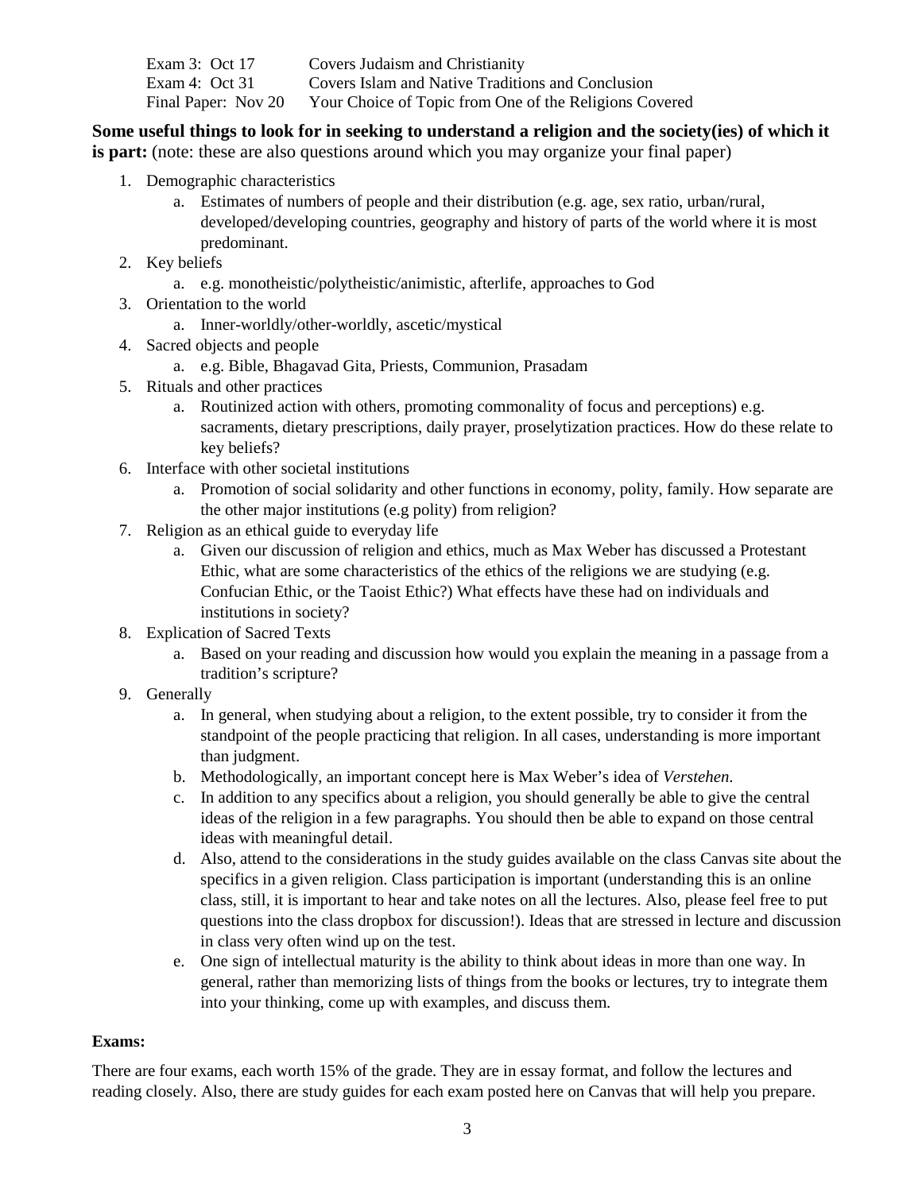| | |
|---|---|
| Exam 3: Oct 17 | Covers Judaism and Christianity |
| Exam 4: Oct 31 | Covers Islam and Native Traditions and Conclusion |
| Final Paper: Nov 20 | Your Choice of Topic from One of the Religions Covered |

**Some useful things to look for in seeking to understand a religion and the society(ies) of which it is part:** (note: these are also questions around which you may organize your final paper)

1. Demographic characteristics
   a. Estimates of numbers of people and their distribution (e.g. age, sex ratio, urban/rural, developed/developing countries, geography and history of parts of the world where it is most predominant.
2. Key beliefs
   a. e.g. monotheistic/polytheistic/animistic, afterlife, approaches to God
3. Orientation to the world
   a. Inner-worldly/other-worldly, ascetic/mystical
4. Sacred objects and people
   a. e.g. Bible, Bhagavad Gita, Priests, Communion, Prasadam
5. Rituals and other practices
   a. Routinized action with others, promoting commonality of focus and perceptions) e.g. sacraments, dietary prescriptions, daily prayer, proselytization practices. How do these relate to key beliefs?
6. Interface with other societal institutions
   a. Promotion of social solidarity and other functions in economy, polity, family. How separate are the other major institutions (e.g polity) from religion?
7. Religion as an ethical guide to everyday life
   a. Given our discussion of religion and ethics, much as Max Weber has discussed a Protestant Ethic, what are some characteristics of the ethics of the religions we are studying (e.g. Confucian Ethic, or the Taoist Ethic?) What effects have these had on individuals and institutions in society?
8. Explication of Sacred Texts
   a. Based on your reading and discussion how would you explain the meaning in a passage from a tradition's scripture?
9. Generally
   a. In general, when studying about a religion, to the extent possible, try to consider it from the standpoint of the people practicing that religion. In all cases, understanding is more important than judgment.
   b. Methodologically, an important concept here is Max Weber's idea of *Verstehen*.
   c. In addition to any specifics about a religion, you should generally be able to give the central ideas of the religion in a few paragraphs. You should then be able to expand on those central ideas with meaningful detail.
   d. Also, attend to the considerations in the study guides available on the class Canvas site about the specifics in a given religion. Class participation is important (understanding this is an online class, still, it is important to hear and take notes on all the lectures. Also, please feel free to put questions into the class dropbox for discussion!). Ideas that are stressed in lecture and discussion in class very often wind up on the test.
   e. One sign of intellectual maturity is the ability to think about ideas in more than one way. In general, rather than memorizing lists of things from the books or lectures, try to integrate them into your thinking, come up with examples, and discuss them.

**Exams:**

There are four exams, each worth 15% of the grade. They are in essay format, and follow the lectures and reading closely. Also, there are study guides for each exam posted here on Canvas that will help you prepare.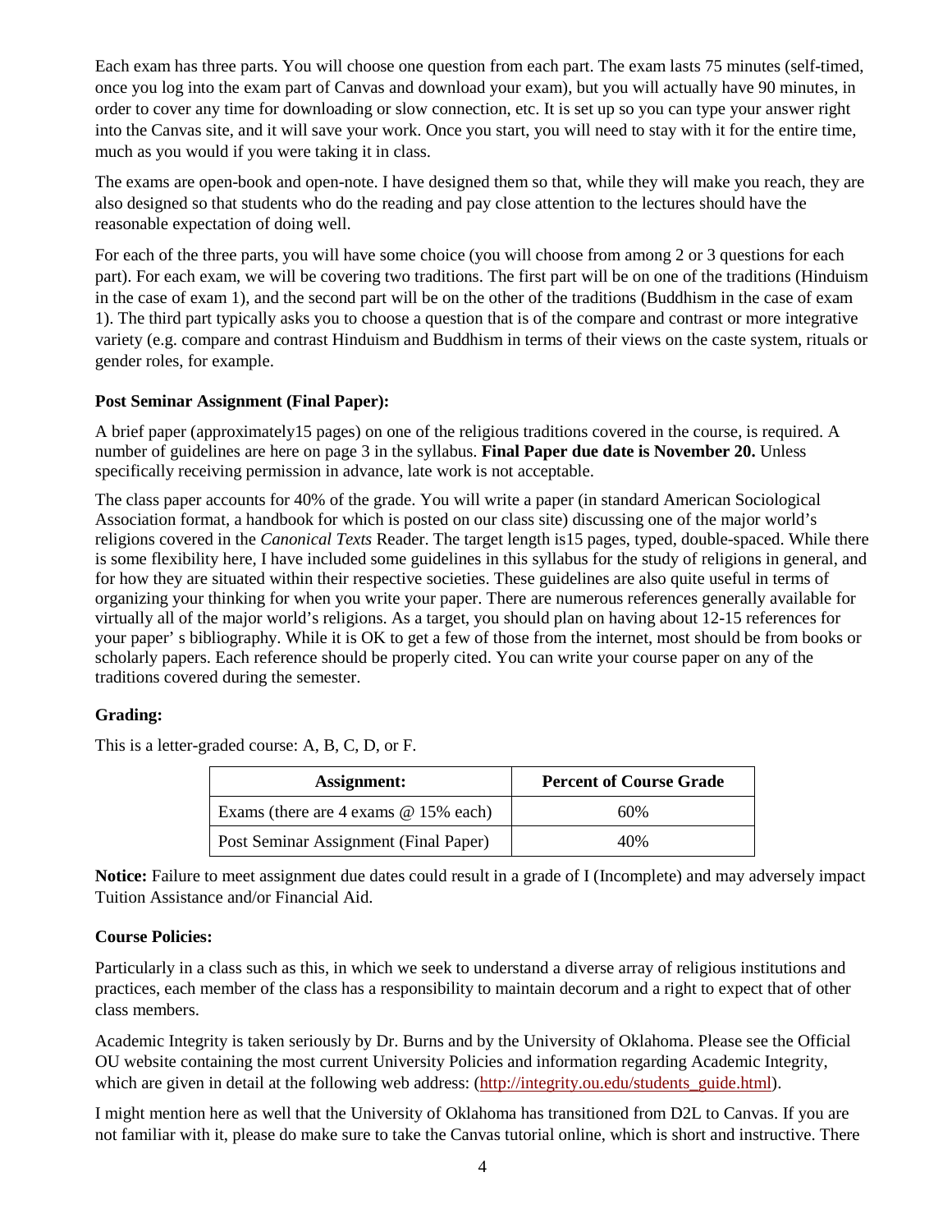Each exam has three parts. You will choose one question from each part. The exam lasts 75 minutes (self-timed, once you log into the exam part of Canvas and download your exam), but you will actually have 90 minutes, in order to cover any time for downloading or slow connection, etc. It is set up so you can type your answer right into the Canvas site, and it will save your work. Once you start, you will need to stay with it for the entire time, much as you would if you were taking it in class.

The exams are open-book and open-note. I have designed them so that, while they will make you reach, they are also designed so that students who do the reading and pay close attention to the lectures should have the reasonable expectation of doing well.

For each of the three parts, you will have some choice (you will choose from among 2 or 3 questions for each part). For each exam, we will be covering two traditions. The first part will be on one of the traditions (Hinduism in the case of exam 1), and the second part will be on the other of the traditions (Buddhism in the case of exam 1). The third part typically asks you to choose a question that is of the compare and contrast or more integrative variety (e.g. compare and contrast Hinduism and Buddhism in terms of their views on the caste system, rituals or gender roles, for example.

**Post Seminar Assignment (Final Paper):**

A brief paper (approximately15 pages) on one of the religious traditions covered in the course, is required. A number of guidelines are here on page 3 in the syllabus. **Final Paper due date is November 20.** Unless specifically receiving permission in advance, late work is not acceptable.

The class paper accounts for 40% of the grade. You will write a paper (in standard American Sociological Association format, a handbook for which is posted on our class site) discussing one of the major world's religions covered in the *Canonical Texts* Reader. The target length is15 pages, typed, double-spaced. While there is some flexibility here, I have included some guidelines in this syllabus for the study of religions in general, and for how they are situated within their respective societies. These guidelines are also quite useful in terms of organizing your thinking for when you write your paper. There are numerous references generally available for virtually all of the major world's religions. As a target, you should plan on having about 12-15 references for your paper' s bibliography. While it is OK to get a few of those from the internet, most should be from books or scholarly papers. Each reference should be properly cited. You can write your course paper on any of the traditions covered during the semester.

**Grading:**

This is a letter-graded course: A, B, C, D, or F.

| Assignment: | Percent of Course Grade |
|---|---|
| Exams (there are 4 exams @ 15% each) | 60% |
| Post Seminar Assignment (Final Paper) | 40% |

**Notice:** Failure to meet assignment due dates could result in a grade of I (Incomplete) and may adversely impact Tuition Assistance and/or Financial Aid.

**Course Policies:**

Particularly in a class such as this, in which we seek to understand a diverse array of religious institutions and practices, each member of the class has a responsibility to maintain decorum and a right to expect that of other class members.

Academic Integrity is taken seriously by Dr. Burns and by the University of Oklahoma. Please see the Official OU website containing the most current University Policies and information regarding Academic Integrity, which are given in detail at the following web address: (http://integrity.ou.edu/students_guide.html).

I might mention here as well that the University of Oklahoma has transitioned from D2L to Canvas. If you are not familiar with it, please do make sure to take the Canvas tutorial online, which is short and instructive. There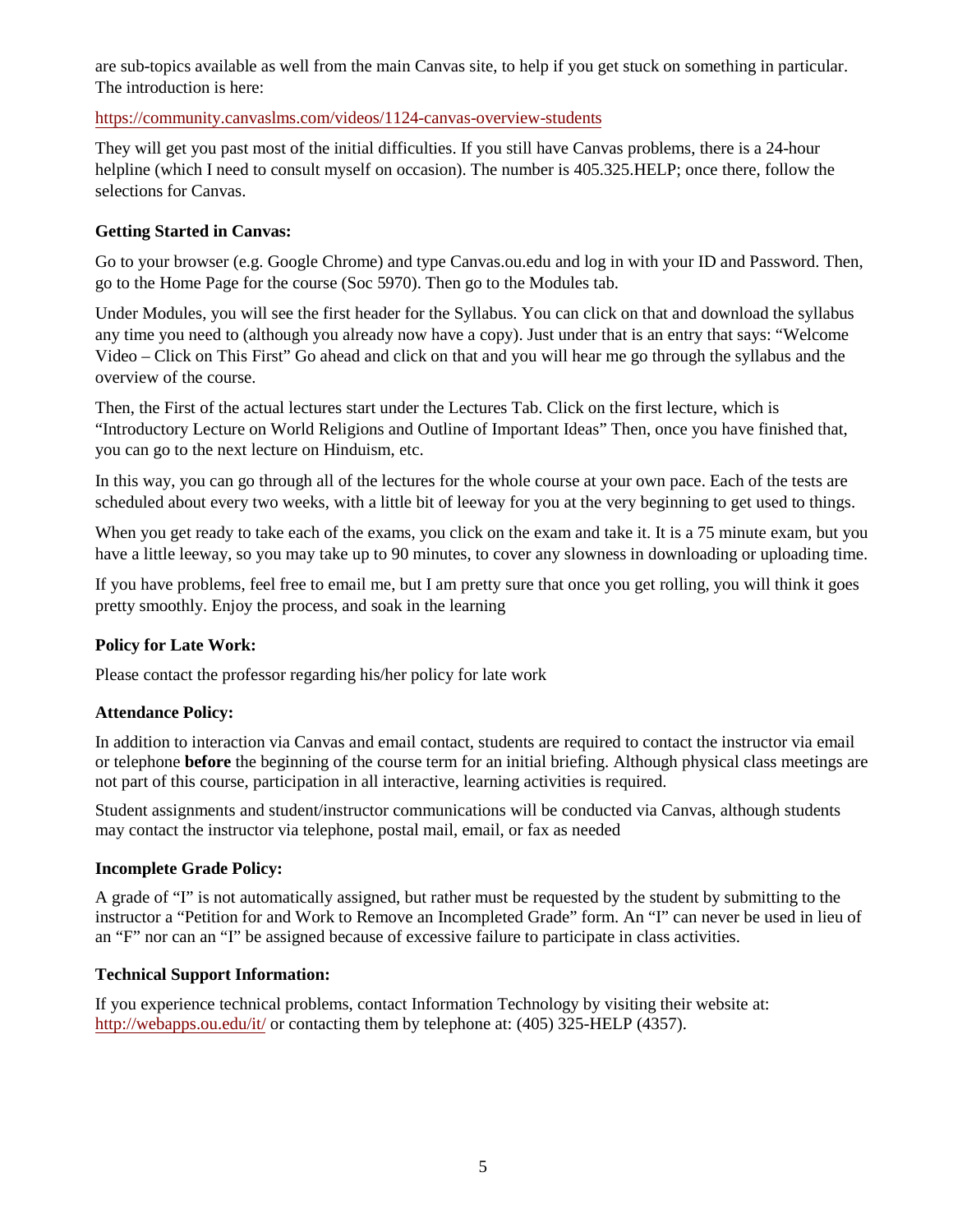are sub-topics available as well from the main Canvas site, to help if you get stuck on something in particular. The introduction is here:

https://community.canvaslms.com/videos/1124-canvas-overview-students

They will get you past most of the initial difficulties. If you still have Canvas problems, there is a 24-hour helpline (which I need to consult myself on occasion). The number is 405.325.HELP; once there, follow the selections for Canvas.

**Getting Started in Canvas:**

Go to your browser (e.g. Google Chrome) and type Canvas.ou.edu and log in with your ID and Password. Then, go to the Home Page for the course (Soc 5970). Then go to the Modules tab.

Under Modules, you will see the first header for the Syllabus. You can click on that and download the syllabus any time you need to (although you already now have a copy). Just under that is an entry that says: "Welcome Video – Click on This First" Go ahead and click on that and you will hear me go through the syllabus and the overview of the course.

Then, the First of the actual lectures start under the Lectures Tab. Click on the first lecture, which is "Introductory Lecture on World Religions and Outline of Important Ideas" Then, once you have finished that, you can go to the next lecture on Hinduism, etc.

In this way, you can go through all of the lectures for the whole course at your own pace. Each of the tests are scheduled about every two weeks, with a little bit of leeway for you at the very beginning to get used to things.

When you get ready to take each of the exams, you click on the exam and take it. It is a 75 minute exam, but you have a little leeway, so you may take up to 90 minutes, to cover any slowness in downloading or uploading time.

If you have problems, feel free to email me, but I am pretty sure that once you get rolling, you will think it goes pretty smoothly. Enjoy the process, and soak in the learning

**Policy for Late Work:**

Please contact the professor regarding his/her policy for late work

**Attendance Policy:**

In addition to interaction via Canvas and email contact, students are required to contact the instructor via email or telephone **before** the beginning of the course term for an initial briefing. Although physical class meetings are not part of this course, participation in all interactive, learning activities is required.

Student assignments and student/instructor communications will be conducted via Canvas, although students may contact the instructor via telephone, postal mail, email, or fax as needed

**Incomplete Grade Policy:**

A grade of "I" is not automatically assigned, but rather must be requested by the student by submitting to the instructor a "Petition for and Work to Remove an Incompleted Grade" form. An "I" can never be used in lieu of an "F" nor can an "I" be assigned because of excessive failure to participate in class activities.

**Technical Support Information:**

If you experience technical problems, contact Information Technology by visiting their website at: http://webapps.ou.edu/it/ or contacting them by telephone at: (405) 325-HELP (4357).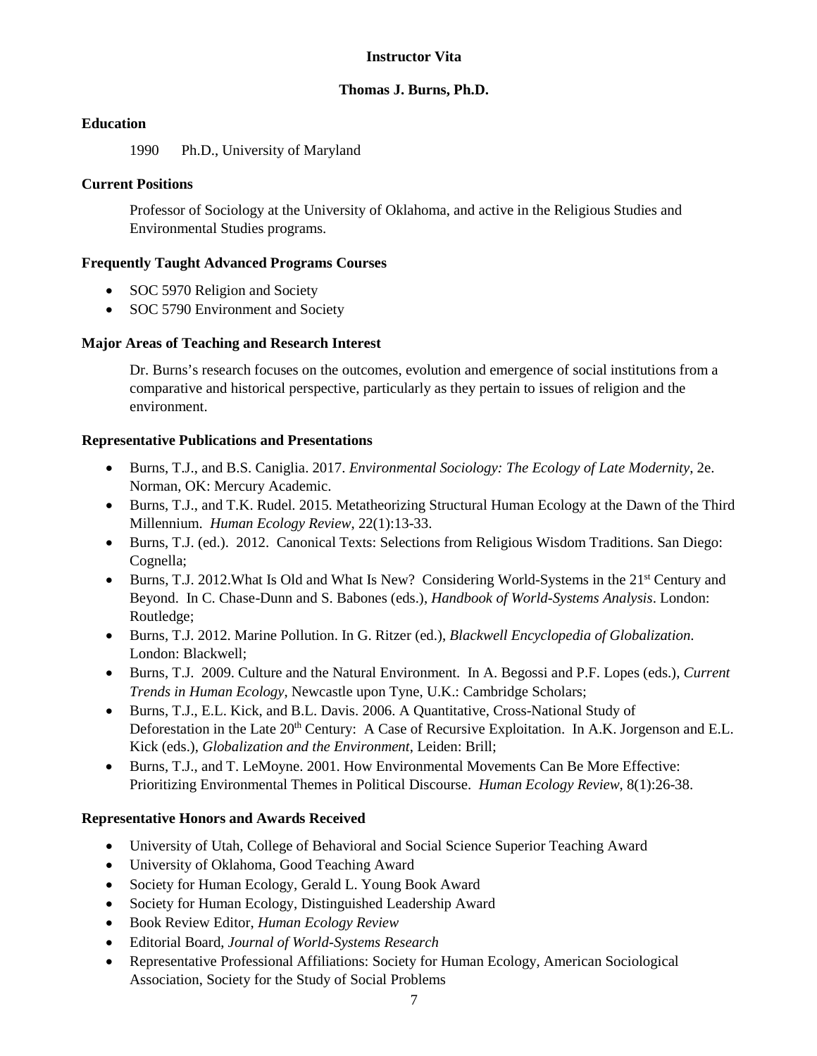# Instructor Vita

## Thomas J. Burns, Ph.D.

### Education

1990 Ph.D., University of Maryland

### Current Positions

Professor of Sociology at the University of Oklahoma, and active in the Religious Studies and Environmental Studies programs.

### Frequently Taught Advanced Programs Courses

- SOC 5970 Religion and Society
- SOC 5790 Environment and Society

### Major Areas of Teaching and Research Interest

Dr. Burns's research focuses on the outcomes, evolution and emergence of social institutions from a comparative and historical perspective, particularly as they pertain to issues of religion and the environment.

### Representative Publications and Presentations

- Burns, T.J., and B.S. Caniglia. 2017. *Environmental Sociology: The Ecology of Late Modernity*, 2e. Norman, OK: Mercury Academic.
- Burns, T.J., and T.K. Rudel. 2015. Metatheorizing Structural Human Ecology at the Dawn of the Third Millennium. *Human Ecology Review*, 22(1):13-33.
- Burns, T.J. (ed.). 2012. Canonical Texts: Selections from Religious Wisdom Traditions. San Diego: Cognella;
- Burns, T.J. 2012.What Is Old and What Is New? Considering World-Systems in the 21st Century and Beyond. In C. Chase-Dunn and S. Babones (eds.), *Handbook of World-Systems Analysis*. London: Routledge;
- Burns, T.J. 2012. Marine Pollution. In G. Ritzer (ed.), *Blackwell Encyclopedia of Globalization*. London: Blackwell;
- Burns, T.J. 2009. Culture and the Natural Environment. In A. Begossi and P.F. Lopes (eds.), *Current Trends in Human Ecology*, Newcastle upon Tyne, U.K.: Cambridge Scholars;
- Burns, T.J., E.L. Kick, and B.L. Davis. 2006. A Quantitative, Cross-National Study of Deforestation in the Late 20th Century: A Case of Recursive Exploitation. In A.K. Jorgenson and E.L. Kick (eds.), *Globalization and the Environment*, Leiden: Brill;
- Burns, T.J., and T. LeMoyne. 2001. How Environmental Movements Can Be More Effective: Prioritizing Environmental Themes in Political Discourse. *Human Ecology Review*, 8(1):26-38.

### Representative Honors and Awards Received

- University of Utah, College of Behavioral and Social Science Superior Teaching Award
- University of Oklahoma, Good Teaching Award
- Society for Human Ecology, Gerald L. Young Book Award
- Society for Human Ecology, Distinguished Leadership Award
- Book Review Editor, *Human Ecology Review*
- Editorial Board, *Journal of World-Systems Research*
- Representative Professional Affiliations: Society for Human Ecology, American Sociological Association, Society for the Study of Social Problems